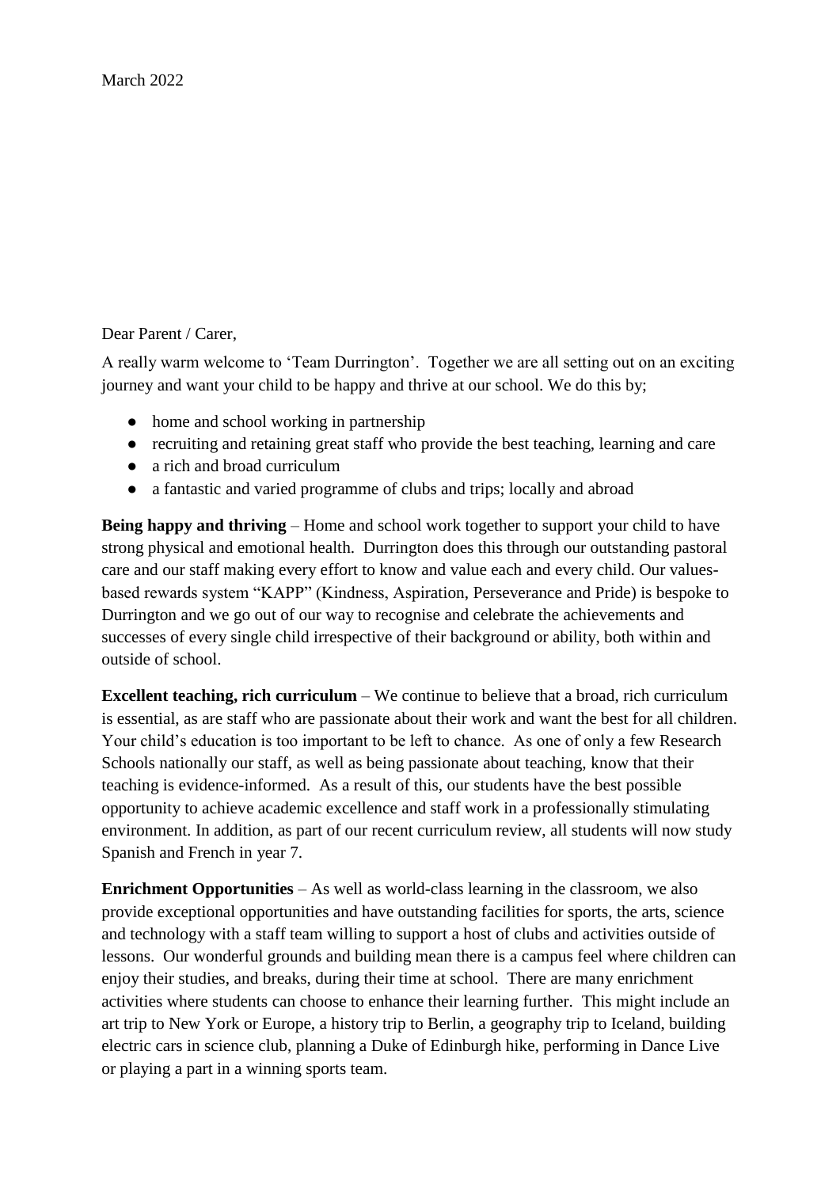March 2022

Dear Parent / Carer,

A really warm welcome to 'Team Durrington'. Together we are all setting out on an exciting journey and want your child to be happy and thrive at our school. We do this by;

- home and school working in partnership
- recruiting and retaining great staff who provide the best teaching, learning and care
- a rich and broad curriculum
- a fantastic and varied programme of clubs and trips; locally and abroad

**Being happy and thriving** – Home and school work together to support your child to have strong physical and emotional health. Durrington does this through our outstanding pastoral care and our staff making every effort to know and value each and every child. Our values-based rewards system "KAPP" (Kindness, Aspiration, Perseverance and Pride) is bespoke to Durrington and we go out of our way to recognise and celebrate the achievements and successes of every single child irrespective of their background or ability, both within and outside of school.

**Excellent teaching, rich curriculum** – We continue to believe that a broad, rich curriculum is essential, as are staff who are passionate about their work and want the best for all children. Your child's education is too important to be left to chance. As one of only a few Research Schools nationally our staff, as well as being passionate about teaching, know that their teaching is evidence-informed. As a result of this, our students have the best possible opportunity to achieve academic excellence and staff work in a professionally stimulating environment. In addition, as part of our recent curriculum review, all students will now study Spanish and French in year 7.

**Enrichment Opportunities** – As well as world-class learning in the classroom, we also provide exceptional opportunities and have outstanding facilities for sports, the arts, science and technology with a staff team willing to support a host of clubs and activities outside of lessons. Our wonderful grounds and building mean there is a campus feel where children can enjoy their studies, and breaks, during their time at school. There are many enrichment activities where students can choose to enhance their learning further. This might include an art trip to New York or Europe, a history trip to Berlin, a geography trip to Iceland, building electric cars in science club, planning a Duke of Edinburgh hike, performing in Dance Live or playing a part in a winning sports team.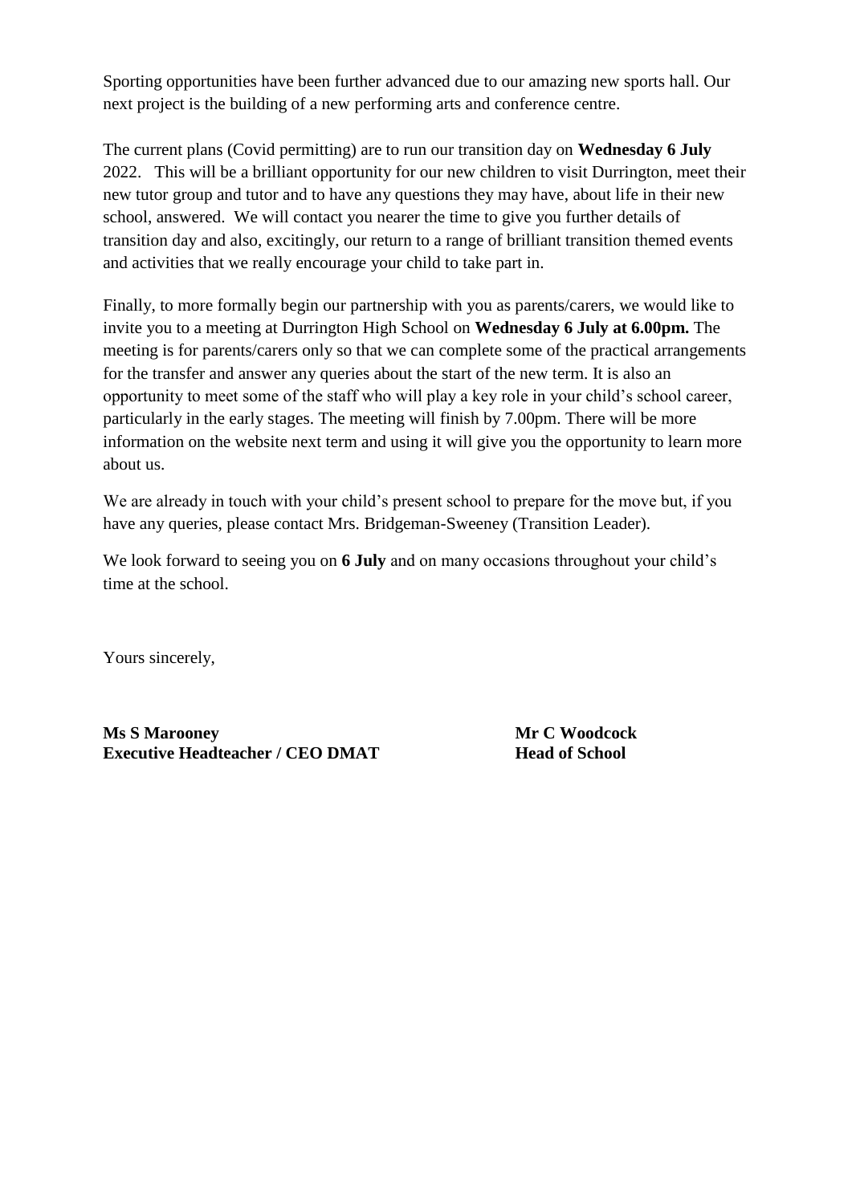Sporting opportunities have been further advanced due to our amazing new sports hall. Our next project is the building of a new performing arts and conference centre.

The current plans (Covid permitting) are to run our transition day on **Wednesday 6 July** 2022. This will be a brilliant opportunity for our new children to visit Durrington, meet their new tutor group and tutor and to have any questions they may have, about life in their new school, answered. We will contact you nearer the time to give you further details of transition day and also, excitingly, our return to a range of brilliant transition themed events and activities that we really encourage your child to take part in.

Finally, to more formally begin our partnership with you as parents/carers, we would like to invite you to a meeting at Durrington High School on **Wednesday 6 July at 6.00pm.** The meeting is for parents/carers only so that we can complete some of the practical arrangements for the transfer and answer any queries about the start of the new term. It is also an opportunity to meet some of the staff who will play a key role in your child's school career, particularly in the early stages. The meeting will finish by 7.00pm. There will be more information on the website next term and using it will give you the opportunity to learn more about us.

We are already in touch with your child's present school to prepare for the move but, if you have any queries, please contact Mrs. Bridgeman-Sweeney (Transition Leader).

We look forward to seeing you on **6 July** and on many occasions throughout your child's time at the school.

Yours sincerely,

**Ms S Marooney**
**Executive Headteacher / CEO DMAT**

**Mr C Woodcock**
**Head of School**